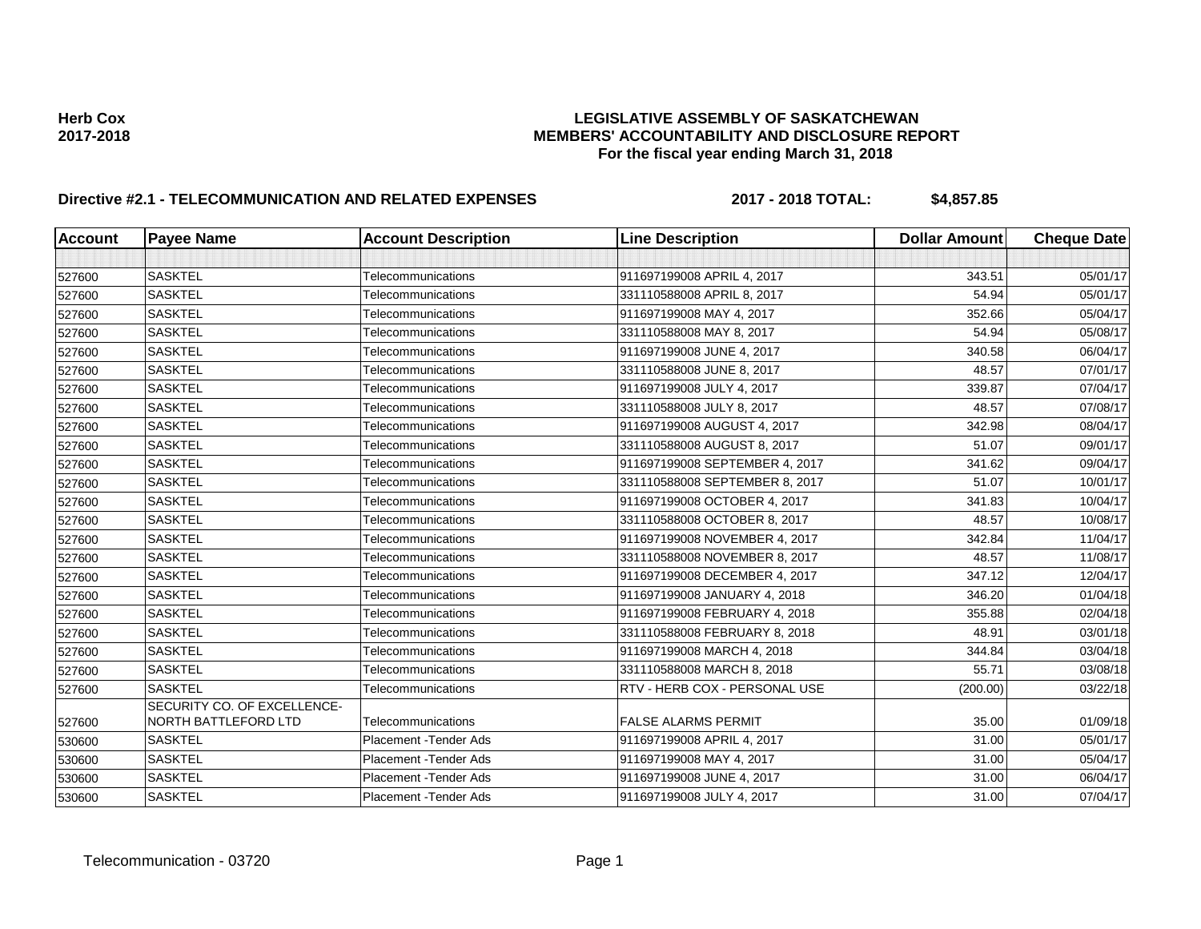**Herb Cox**
**2017-2018**

# LEGISLATIVE ASSEMBLY OF SASKATCHEWAN
## MEMBERS' ACCOUNTABILITY AND DISCLOSURE REPORT
### For the fiscal year ending March 31, 2018

**Directive #2.1 - TELECOMMUNICATION AND RELATED EXPENSES** **2017 - 2018 TOTAL: $4,857.85**

| Account | Payee Name | Account Description | Line Description | Dollar Amount | Cheque Date |
|---|---|---|---|---|---|
| | | | | | |
| 527600 | SASKTEL | Telecommunications | 911697199008 APRIL 4, 2017 | 343.51 | 05/01/17 |
| 527600 | SASKTEL | Telecommunications | 331110588008 APRIL 8, 2017 | 54.94 | 05/01/17 |
| 527600 | SASKTEL | Telecommunications | 911697199008 MAY 4, 2017 | 352.66 | 05/04/17 |
| 527600 | SASKTEL | Telecommunications | 331110588008 MAY 8, 2017 | 54.94 | 05/08/17 |
| 527600 | SASKTEL | Telecommunications | 911697199008 JUNE 4, 2017 | 340.58 | 06/04/17 |
| 527600 | SASKTEL | Telecommunications | 331110588008 JUNE 8, 2017 | 48.57 | 07/01/17 |
| 527600 | SASKTEL | Telecommunications | 911697199008 JULY 4, 2017 | 339.87 | 07/04/17 |
| 527600 | SASKTEL | Telecommunications | 331110588008 JULY 8, 2017 | 48.57 | 07/08/17 |
| 527600 | SASKTEL | Telecommunications | 911697199008 AUGUST 4, 2017 | 342.98 | 08/04/17 |
| 527600 | SASKTEL | Telecommunications | 331110588008 AUGUST 8, 2017 | 51.07 | 09/01/17 |
| 527600 | SASKTEL | Telecommunications | 911697199008 SEPTEMBER 4, 2017 | 341.62 | 09/04/17 |
| 527600 | SASKTEL | Telecommunications | 331110588008 SEPTEMBER 8, 2017 | 51.07 | 10/01/17 |
| 527600 | SASKTEL | Telecommunications | 911697199008 OCTOBER 4, 2017 | 341.83 | 10/04/17 |
| 527600 | SASKTEL | Telecommunications | 331110588008 OCTOBER 8, 2017 | 48.57 | 10/08/17 |
| 527600 | SASKTEL | Telecommunications | 911697199008 NOVEMBER 4, 2017 | 342.84 | 11/04/17 |
| 527600 | SASKTEL | Telecommunications | 331110588008 NOVEMBER 8, 2017 | 48.57 | 11/08/17 |
| 527600 | SASKTEL | Telecommunications | 911697199008 DECEMBER 4, 2017 | 347.12 | 12/04/17 |
| 527600 | SASKTEL | Telecommunications | 911697199008 JANUARY 4, 2018 | 346.20 | 01/04/18 |
| 527600 | SASKTEL | Telecommunications | 911697199008 FEBRUARY 4, 2018 | 355.88 | 02/04/18 |
| 527600 | SASKTEL | Telecommunications | 331110588008 FEBRUARY 8, 2018 | 48.91 | 03/01/18 |
| 527600 | SASKTEL | Telecommunications | 911697199008 MARCH 4, 2018 | 344.84 | 03/04/18 |
| 527600 | SASKTEL | Telecommunications | 331110588008 MARCH 8, 2018 | 55.71 | 03/08/18 |
| 527600 | SASKTEL | Telecommunications | RTV - HERB COX - PERSONAL USE | (200.00) | 03/22/18 |
| 527600 | SECURITY CO. OF EXCELLENCE-NORTH BATTLEFORD LTD | Telecommunications | FALSE ALARMS PERMIT | 35.00 | 01/09/18 |
| 530600 | SASKTEL | Placement -Tender Ads | 911697199008 APRIL 4, 2017 | 31.00 | 05/01/17 |
| 530600 | SASKTEL | Placement -Tender Ads | 911697199008 MAY 4, 2017 | 31.00 | 05/04/17 |
| 530600 | SASKTEL | Placement -Tender Ads | 911697199008 JUNE 4, 2017 | 31.00 | 06/04/17 |
| 530600 | SASKTEL | Placement -Tender Ads | 911697199008 JULY 4, 2017 | 31.00 | 07/04/17 |

Telecommunication - 03720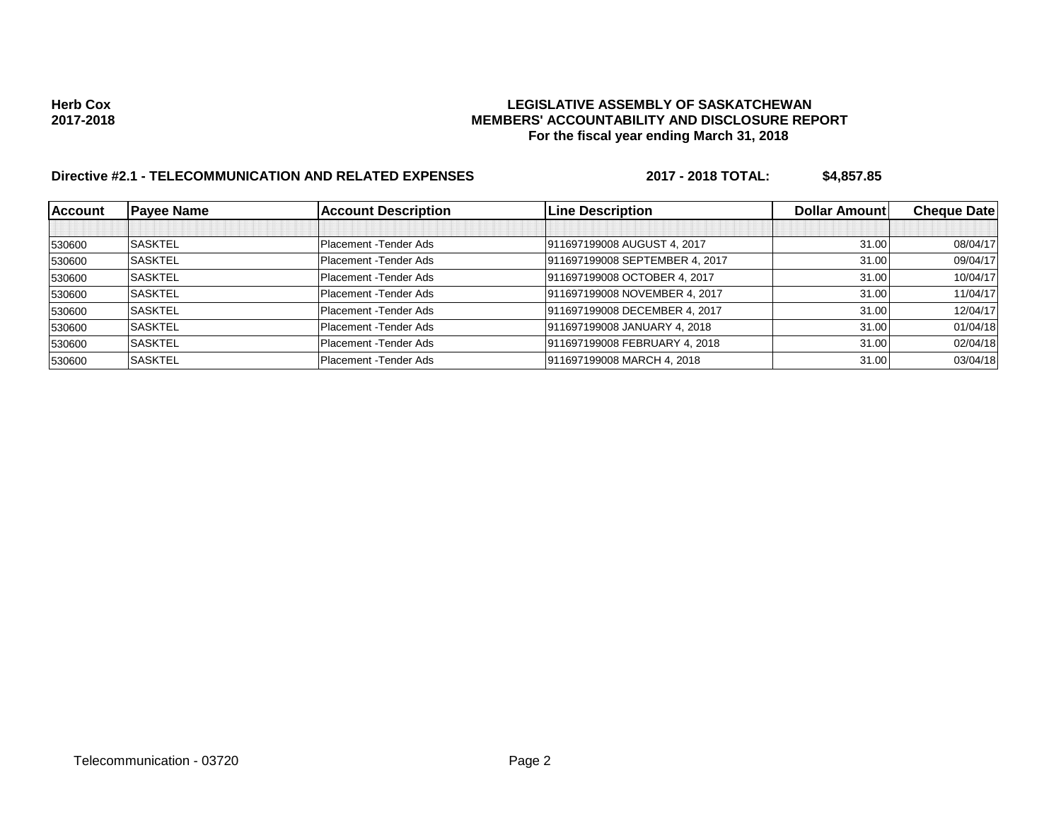**Herb Cox**
**2017-2018**

**LEGISLATIVE ASSEMBLY OF SASKATCHEWAN**
**MEMBERS' ACCOUNTABILITY AND DISCLOSURE REPORT**
**For the fiscal year ending March 31, 2018**

**Directive #2.1 - TELECOMMUNICATION AND RELATED EXPENSES** **2017 - 2018 TOTAL: $4,857.85**

| Account | Payee Name | Account Description | Line Description | Dollar Amount | Cheque Date |
|---|---|---|---|---|---|
| | | | | | |
| 530600 | SASKTEL | Placement -Tender Ads | 911697199008 AUGUST 4, 2017 | 31.00 | 08/04/17 |
| 530600 | SASKTEL | Placement -Tender Ads | 911697199008 SEPTEMBER 4, 2017 | 31.00 | 09/04/17 |
| 530600 | SASKTEL | Placement -Tender Ads | 911697199008 OCTOBER 4, 2017 | 31.00 | 10/04/17 |
| 530600 | SASKTEL | Placement -Tender Ads | 911697199008 NOVEMBER 4, 2017 | 31.00 | 11/04/17 |
| 530600 | SASKTEL | Placement -Tender Ads | 911697199008 DECEMBER 4, 2017 | 31.00 | 12/04/17 |
| 530600 | SASKTEL | Placement -Tender Ads | 911697199008 JANUARY 4, 2018 | 31.00 | 01/04/18 |
| 530600 | SASKTEL | Placement -Tender Ads | 911697199008 FEBRUARY 4, 2018 | 31.00 | 02/04/18 |
| 530600 | SASKTEL | Placement -Tender Ads | 911697199008 MARCH 4, 2018 | 31.00 | 03/04/18 |

Telecommunication - 03720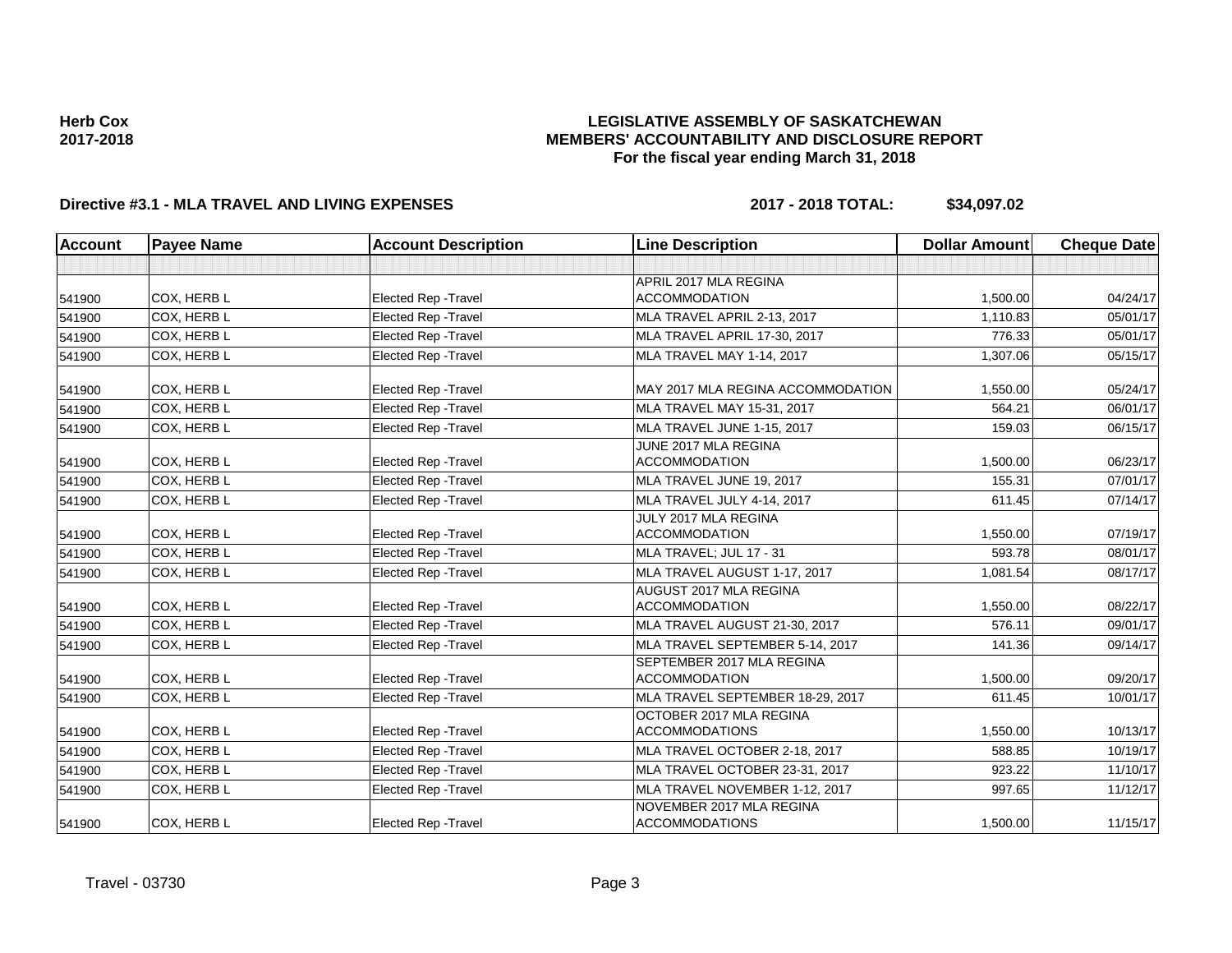**Herb Cox**
**2017-2018**

# LEGISLATIVE ASSEMBLY OF SASKATCHEWAN
## MEMBERS' ACCOUNTABILITY AND DISCLOSURE REPORT
### For the fiscal year ending March 31, 2018

**Directive #3.1 - MLA TRAVEL AND LIVING EXPENSES** **2017 - 2018 TOTAL: $34,097.02**

| Account | Payee Name | Account Description | Line Description | Dollar Amount | Cheque Date |
|---|---|---|---|---|---|
| | | | | | |
| 541900 | COX, HERB L | Elected Rep -Travel | APRIL 2017 MLA REGINA ACCOMMODATION | 1,500.00 | 04/24/17 |
| 541900 | COX, HERB L | Elected Rep -Travel | MLA TRAVEL APRIL 2-13, 2017 | 1,110.83 | 05/01/17 |
| 541900 | COX, HERB L | Elected Rep -Travel | MLA TRAVEL APRIL 17-30, 2017 | 776.33 | 05/01/17 |
| 541900 | COX, HERB L | Elected Rep -Travel | MLA TRAVEL MAY 1-14, 2017 | 1,307.06 | 05/15/17 |
| 541900 | COX, HERB L | Elected Rep -Travel | MAY 2017 MLA REGINA ACCOMMODATION | 1,550.00 | 05/24/17 |
| 541900 | COX, HERB L | Elected Rep -Travel | MLA TRAVEL MAY 15-31, 2017 | 564.21 | 06/01/17 |
| 541900 | COX, HERB L | Elected Rep -Travel | MLA TRAVEL JUNE 1-15, 2017 | 159.03 | 06/15/17 |
| 541900 | COX, HERB L | Elected Rep -Travel | JUNE 2017 MLA REGINA ACCOMMODATION | 1,500.00 | 06/23/17 |
| 541900 | COX, HERB L | Elected Rep -Travel | MLA TRAVEL JUNE 19, 2017 | 155.31 | 07/01/17 |
| 541900 | COX, HERB L | Elected Rep -Travel | MLA TRAVEL JULY 4-14, 2017 | 611.45 | 07/14/17 |
| 541900 | COX, HERB L | Elected Rep -Travel | JULY 2017 MLA REGINA ACCOMMODATION | 1,550.00 | 07/19/17 |
| 541900 | COX, HERB L | Elected Rep -Travel | MLA TRAVEL; JUL 17 - 31 | 593.78 | 08/01/17 |
| 541900 | COX, HERB L | Elected Rep -Travel | MLA TRAVEL AUGUST 1-17, 2017 | 1,081.54 | 08/17/17 |
| 541900 | COX, HERB L | Elected Rep -Travel | AUGUST 2017 MLA REGINA ACCOMMODATION | 1,550.00 | 08/22/17 |
| 541900 | COX, HERB L | Elected Rep -Travel | MLA TRAVEL AUGUST 21-30, 2017 | 576.11 | 09/01/17 |
| 541900 | COX, HERB L | Elected Rep -Travel | MLA TRAVEL SEPTEMBER 5-14, 2017 | 141.36 | 09/14/17 |
| 541900 | COX, HERB L | Elected Rep -Travel | SEPTEMBER 2017 MLA REGINA ACCOMMODATION | 1,500.00 | 09/20/17 |
| 541900 | COX, HERB L | Elected Rep -Travel | MLA TRAVEL SEPTEMBER 18-29, 2017 | 611.45 | 10/01/17 |
| 541900 | COX, HERB L | Elected Rep -Travel | OCTOBER 2017 MLA REGINA ACCOMMODATIONS | 1,550.00 | 10/13/17 |
| 541900 | COX, HERB L | Elected Rep -Travel | MLA TRAVEL OCTOBER 2-18, 2017 | 588.85 | 10/19/17 |
| 541900 | COX, HERB L | Elected Rep -Travel | MLA TRAVEL OCTOBER 23-31, 2017 | 923.22 | 11/10/17 |
| 541900 | COX, HERB L | Elected Rep -Travel | MLA TRAVEL NOVEMBER 1-12, 2017 | 997.65 | 11/12/17 |
| 541900 | COX, HERB L | Elected Rep -Travel | NOVEMBER 2017 MLA REGINA ACCOMMODATIONS | 1,500.00 | 11/15/17 |

Travel - 03730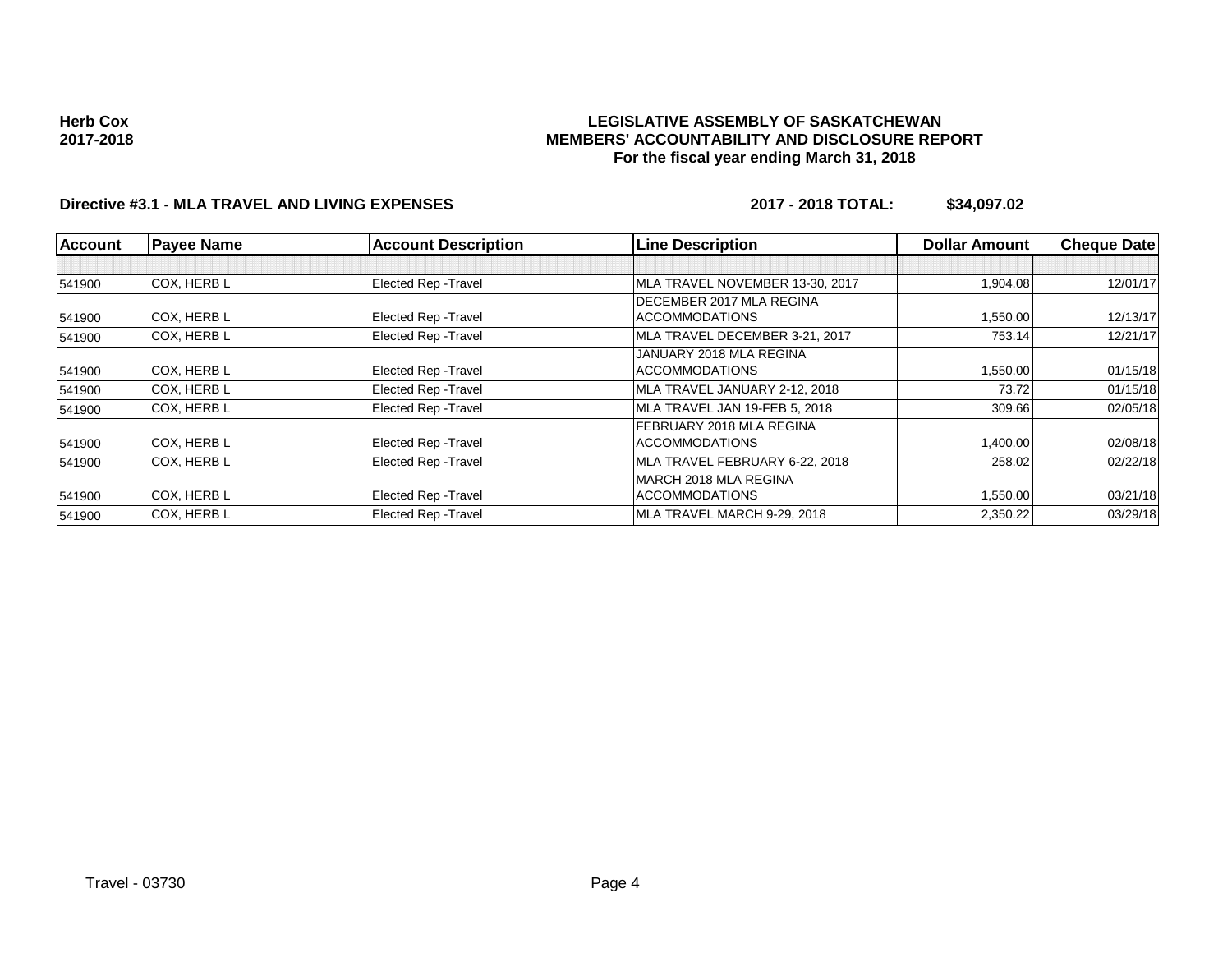**Herb Cox**
**2017-2018**

**LEGISLATIVE ASSEMBLY OF SASKATCHEWAN**
**MEMBERS' ACCOUNTABILITY AND DISCLOSURE REPORT**
**For the fiscal year ending March 31, 2018**

**Directive #3.1 - MLA TRAVEL AND LIVING EXPENSES** **2017 - 2018 TOTAL: $34,097.02**

| Account | Payee Name | Account Description | Line Description | Dollar Amount | Cheque Date |
|---|---|---|---|---|---|
| | | | | | |
| 541900 | COX, HERB L | Elected Rep -Travel | MLA TRAVEL NOVEMBER 13-30, 2017 | 1,904.08 | 12/01/17 |
| 541900 | COX, HERB L | Elected Rep -Travel | DECEMBER 2017 MLA REGINA ACCOMMODATIONS | 1,550.00 | 12/13/17 |
| 541900 | COX, HERB L | Elected Rep -Travel | MLA TRAVEL DECEMBER 3-21, 2017 | 753.14 | 12/21/17 |
| 541900 | COX, HERB L | Elected Rep -Travel | JANUARY 2018 MLA REGINA ACCOMMODATIONS | 1,550.00 | 01/15/18 |
| 541900 | COX, HERB L | Elected Rep -Travel | MLA TRAVEL JANUARY 2-12, 2018 | 73.72 | 01/15/18 |
| 541900 | COX, HERB L | Elected Rep -Travel | MLA TRAVEL JAN 19-FEB 5, 2018 | 309.66 | 02/05/18 |
| 541900 | COX, HERB L | Elected Rep -Travel | FEBRUARY 2018 MLA REGINA ACCOMMODATIONS | 1,400.00 | 02/08/18 |
| 541900 | COX, HERB L | Elected Rep -Travel | MLA TRAVEL FEBRUARY 6-22, 2018 | 258.02 | 02/22/18 |
| 541900 | COX, HERB L | Elected Rep -Travel | MARCH 2018 MLA REGINA ACCOMMODATIONS | 1,550.00 | 03/21/18 |
| 541900 | COX, HERB L | Elected Rep -Travel | MLA TRAVEL MARCH 9-29, 2018 | 2,350.22 | 03/29/18 |

Travel - 03730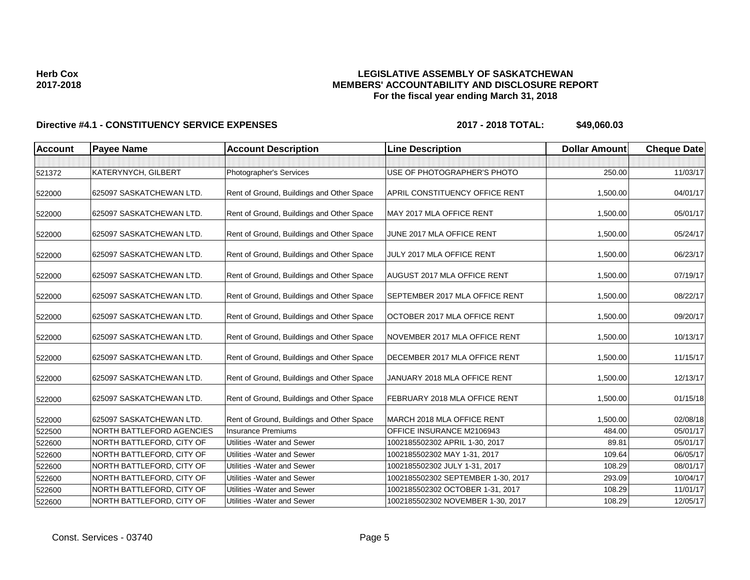**Herb Cox**
**2017-2018**

# LEGISLATIVE ASSEMBLY OF SASKATCHEWAN
## MEMBERS' ACCOUNTABILITY AND DISCLOSURE REPORT
### For the fiscal year ending March 31, 2018

**Directive #4.1 - CONSTITUENCY SERVICE EXPENSES** **2017 - 2018 TOTAL: $49,060.03**

| Account | Payee Name | Account Description | Line Description | Dollar Amount | Cheque Date |
|---|---|---|---|---|---|
| | | | | | |
| 521372 | KATERYNYCH, GILBERT | Photographer's Services | USE OF PHOTOGRAPHER'S PHOTO | 250.00 | 11/03/17 |
| 522000 | 625097 SASKATCHEWAN LTD. | Rent of Ground, Buildings and Other Space | APRIL CONSTITUENCY OFFICE RENT | 1,500.00 | 04/01/17 |
| 522000 | 625097 SASKATCHEWAN LTD. | Rent of Ground, Buildings and Other Space | MAY 2017 MLA OFFICE RENT | 1,500.00 | 05/01/17 |
| 522000 | 625097 SASKATCHEWAN LTD. | Rent of Ground, Buildings and Other Space | JUNE 2017 MLA OFFICE RENT | 1,500.00 | 05/24/17 |
| 522000 | 625097 SASKATCHEWAN LTD. | Rent of Ground, Buildings and Other Space | JULY 2017 MLA OFFICE RENT | 1,500.00 | 06/23/17 |
| 522000 | 625097 SASKATCHEWAN LTD. | Rent of Ground, Buildings and Other Space | AUGUST 2017 MLA OFFICE RENT | 1,500.00 | 07/19/17 |
| 522000 | 625097 SASKATCHEWAN LTD. | Rent of Ground, Buildings and Other Space | SEPTEMBER 2017 MLA OFFICE RENT | 1,500.00 | 08/22/17 |
| 522000 | 625097 SASKATCHEWAN LTD. | Rent of Ground, Buildings and Other Space | OCTOBER 2017 MLA OFFICE RENT | 1,500.00 | 09/20/17 |
| 522000 | 625097 SASKATCHEWAN LTD. | Rent of Ground, Buildings and Other Space | NOVEMBER 2017 MLA OFFICE RENT | 1,500.00 | 10/13/17 |
| 522000 | 625097 SASKATCHEWAN LTD. | Rent of Ground, Buildings and Other Space | DECEMBER 2017 MLA OFFICE RENT | 1,500.00 | 11/15/17 |
| 522000 | 625097 SASKATCHEWAN LTD. | Rent of Ground, Buildings and Other Space | JANUARY 2018 MLA OFFICE RENT | 1,500.00 | 12/13/17 |
| 522000 | 625097 SASKATCHEWAN LTD. | Rent of Ground, Buildings and Other Space | FEBRUARY 2018 MLA OFFICE RENT | 1,500.00 | 01/15/18 |
| 522000 | 625097 SASKATCHEWAN LTD. | Rent of Ground, Buildings and Other Space | MARCH 2018 MLA OFFICE RENT | 1,500.00 | 02/08/18 |
| 522500 | NORTH BATTLEFORD AGENCIES | Insurance Premiums | OFFICE INSURANCE M2106943 | 484.00 | 05/01/17 |
| 522600 | NORTH BATTLEFORD, CITY OF | Utilities -Water and Sewer | 1002185502302 APRIL 1-30, 2017 | 89.81 | 05/01/17 |
| 522600 | NORTH BATTLEFORD, CITY OF | Utilities -Water and Sewer | 1002185502302 MAY 1-31, 2017 | 109.64 | 06/05/17 |
| 522600 | NORTH BATTLEFORD, CITY OF | Utilities -Water and Sewer | 1002185502302 JULY 1-31, 2017 | 108.29 | 08/01/17 |
| 522600 | NORTH BATTLEFORD, CITY OF | Utilities -Water and Sewer | 1002185502302 SEPTEMBER 1-30, 2017 | 293.09 | 10/04/17 |
| 522600 | NORTH BATTLEFORD, CITY OF | Utilities -Water and Sewer | 1002185502302 OCTOBER 1-31, 2017 | 108.29 | 11/01/17 |
| 522600 | NORTH BATTLEFORD, CITY OF | Utilities -Water and Sewer | 1002185502302 NOVEMBER 1-30, 2017 | 108.29 | 12/05/17 |

Const. Services - 03740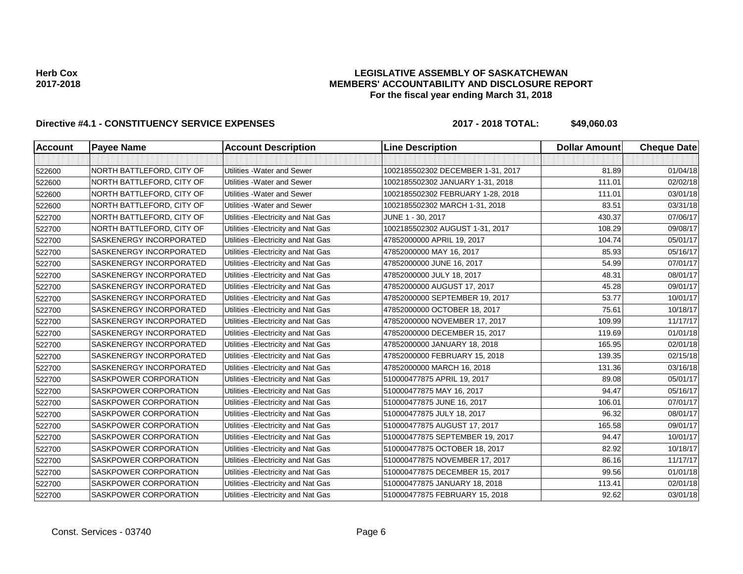**Herb Cox**
**2017-2018**

# LEGISLATIVE ASSEMBLY OF SASKATCHEWAN
## MEMBERS' ACCOUNTABILITY AND DISCLOSURE REPORT
### For the fiscal year ending March 31, 2018

**Directive #4.1 - CONSTITUENCY SERVICE EXPENSES** **2017 - 2018 TOTAL: $49,060.03**

| Account | Payee Name | Account Description | Line Description | Dollar Amount | Cheque Date |
|---|---|---|---|---|---|
| | | | | | |
| 522600 | NORTH BATTLEFORD, CITY OF | Utilities -Water and Sewer | 1002185502302 DECEMBER 1-31, 2017 | 81.89 | 01/04/18 |
| 522600 | NORTH BATTLEFORD, CITY OF | Utilities -Water and Sewer | 1002185502302 JANUARY 1-31, 2018 | 111.01 | 02/02/18 |
| 522600 | NORTH BATTLEFORD, CITY OF | Utilities -Water and Sewer | 1002185502302 FEBRUARY 1-28, 2018 | 111.01 | 03/01/18 |
| 522600 | NORTH BATTLEFORD, CITY OF | Utilities -Water and Sewer | 1002185502302 MARCH 1-31, 2018 | 83.51 | 03/31/18 |
| 522700 | NORTH BATTLEFORD, CITY OF | Utilities -Electricity and Nat Gas | JUNE 1 - 30, 2017 | 430.37 | 07/06/17 |
| 522700 | NORTH BATTLEFORD, CITY OF | Utilities -Electricity and Nat Gas | 1002185502302 AUGUST 1-31, 2017 | 108.29 | 09/08/17 |
| 522700 | SASKENERGY INCORPORATED | Utilities -Electricity and Nat Gas | 47852000000 APRIL 19, 2017 | 104.74 | 05/01/17 |
| 522700 | SASKENERGY INCORPORATED | Utilities -Electricity and Nat Gas | 47852000000 MAY 16, 2017 | 85.93 | 05/16/17 |
| 522700 | SASKENERGY INCORPORATED | Utilities -Electricity and Nat Gas | 47852000000 JUNE 16, 2017 | 54.99 | 07/01/17 |
| 522700 | SASKENERGY INCORPORATED | Utilities -Electricity and Nat Gas | 47852000000 JULY 18, 2017 | 48.31 | 08/01/17 |
| 522700 | SASKENERGY INCORPORATED | Utilities -Electricity and Nat Gas | 47852000000 AUGUST 17, 2017 | 45.28 | 09/01/17 |
| 522700 | SASKENERGY INCORPORATED | Utilities -Electricity and Nat Gas | 47852000000 SEPTEMBER 19, 2017 | 53.77 | 10/01/17 |
| 522700 | SASKENERGY INCORPORATED | Utilities -Electricity and Nat Gas | 47852000000 OCTOBER 18, 2017 | 75.61 | 10/18/17 |
| 522700 | SASKENERGY INCORPORATED | Utilities -Electricity and Nat Gas | 47852000000 NOVEMBER 17, 2017 | 109.99 | 11/17/17 |
| 522700 | SASKENERGY INCORPORATED | Utilities -Electricity and Nat Gas | 47852000000 DECEMBER 15, 2017 | 119.69 | 01/01/18 |
| 522700 | SASKENERGY INCORPORATED | Utilities -Electricity and Nat Gas | 47852000000 JANUARY 18, 2018 | 165.95 | 02/01/18 |
| 522700 | SASKENERGY INCORPORATED | Utilities -Electricity and Nat Gas | 47852000000 FEBRUARY 15, 2018 | 139.35 | 02/15/18 |
| 522700 | SASKENERGY INCORPORATED | Utilities -Electricity and Nat Gas | 47852000000 MARCH 16, 2018 | 131.36 | 03/16/18 |
| 522700 | SASKPOWER CORPORATION | Utilities -Electricity and Nat Gas | 510000477875 APRIL 19, 2017 | 89.08 | 05/01/17 |
| 522700 | SASKPOWER CORPORATION | Utilities -Electricity and Nat Gas | 510000477875 MAY 16, 2017 | 94.47 | 05/16/17 |
| 522700 | SASKPOWER CORPORATION | Utilities -Electricity and Nat Gas | 510000477875 JUNE 16, 2017 | 106.01 | 07/01/17 |
| 522700 | SASKPOWER CORPORATION | Utilities -Electricity and Nat Gas | 510000477875 JULY 18, 2017 | 96.32 | 08/01/17 |
| 522700 | SASKPOWER CORPORATION | Utilities -Electricity and Nat Gas | 510000477875 AUGUST 17, 2017 | 165.58 | 09/01/17 |
| 522700 | SASKPOWER CORPORATION | Utilities -Electricity and Nat Gas | 510000477875 SEPTEMBER 19, 2017 | 94.47 | 10/01/17 |
| 522700 | SASKPOWER CORPORATION | Utilities -Electricity and Nat Gas | 510000477875 OCTOBER 18, 2017 | 82.92 | 10/18/17 |
| 522700 | SASKPOWER CORPORATION | Utilities -Electricity and Nat Gas | 510000477875 NOVEMBER 17, 2017 | 86.16 | 11/17/17 |
| 522700 | SASKPOWER CORPORATION | Utilities -Electricity and Nat Gas | 510000477875 DECEMBER 15, 2017 | 99.56 | 01/01/18 |
| 522700 | SASKPOWER CORPORATION | Utilities -Electricity and Nat Gas | 510000477875 JANUARY 18, 2018 | 113.41 | 02/01/18 |
| 522700 | SASKPOWER CORPORATION | Utilities -Electricity and Nat Gas | 510000477875 FEBRUARY 15, 2018 | 92.62 | 03/01/18 |

Const. Services - 03740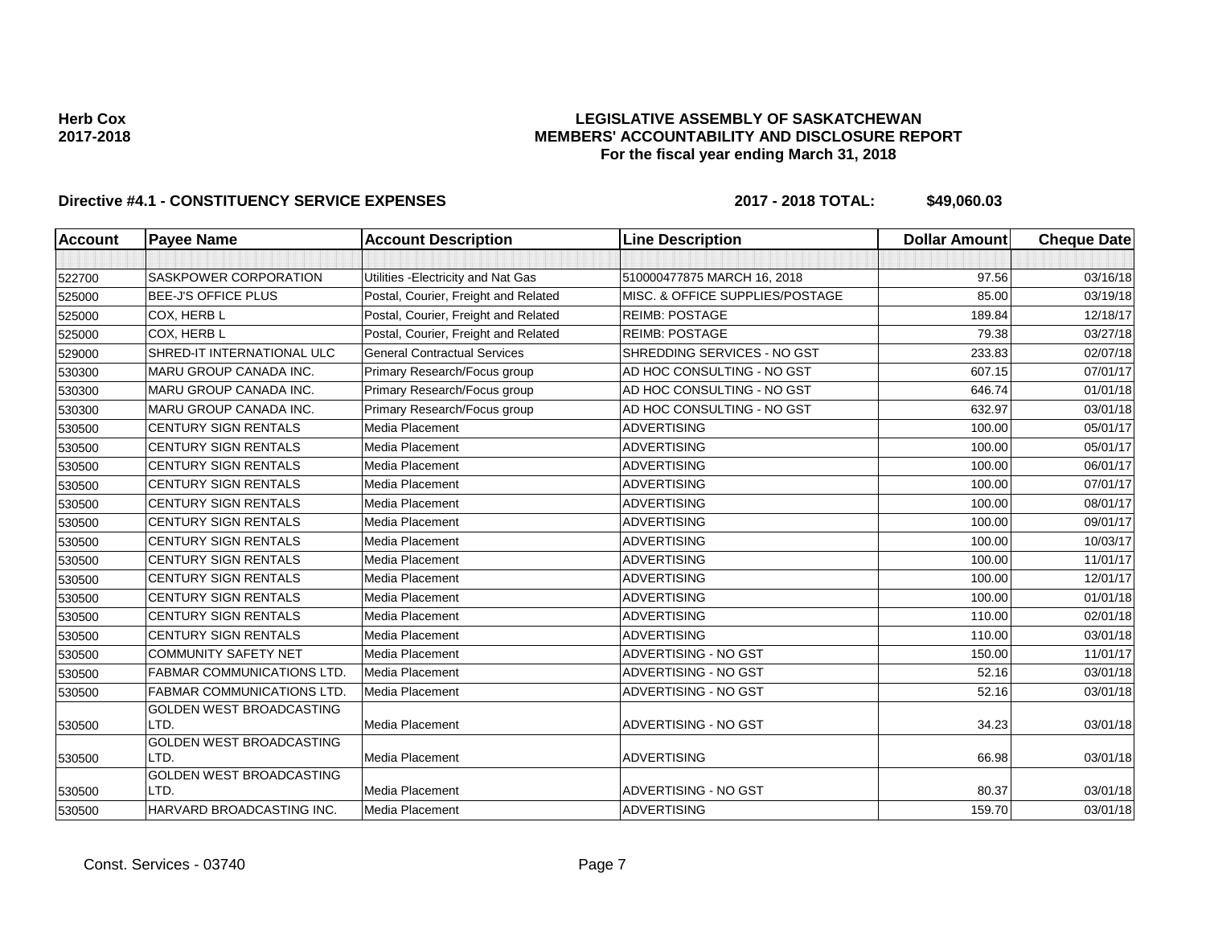**Herb Cox**
**2017-2018**

# LEGISLATIVE ASSEMBLY OF SASKATCHEWAN
## MEMBERS' ACCOUNTABILITY AND DISCLOSURE REPORT
### For the fiscal year ending March 31, 2018

**Directive #4.1 - CONSTITUENCY SERVICE EXPENSES** **2017 - 2018 TOTAL: $49,060.03**

| Account | Payee Name | Account Description | Line Description | Dollar Amount | Cheque Date |
|---|---|---|---|---|---|
| | | | | | |
| 522700 | SASKPOWER CORPORATION | Utilities -Electricity and Nat Gas | 510000477875 MARCH 16, 2018 | 97.56 | 03/16/18 |
| 525000 | BEE-J'S OFFICE PLUS | Postal, Courier, Freight and Related | MISC. & OFFICE SUPPLIES/POSTAGE | 85.00 | 03/19/18 |
| 525000 | COX, HERB L | Postal, Courier, Freight and Related | REIMB: POSTAGE | 189.84 | 12/18/17 |
| 525000 | COX, HERB L | Postal, Courier, Freight and Related | REIMB: POSTAGE | 79.38 | 03/27/18 |
| 529000 | SHRED-IT INTERNATIONAL ULC | General Contractual Services | SHREDDING SERVICES - NO GST | 233.83 | 02/07/18 |
| 530300 | MARU GROUP CANADA INC. | Primary Research/Focus group | AD HOC CONSULTING - NO GST | 607.15 | 07/01/17 |
| 530300 | MARU GROUP CANADA INC. | Primary Research/Focus group | AD HOC CONSULTING - NO GST | 646.74 | 01/01/18 |
| 530300 | MARU GROUP CANADA INC. | Primary Research/Focus group | AD HOC CONSULTING - NO GST | 632.97 | 03/01/18 |
| 530500 | CENTURY SIGN RENTALS | Media Placement | ADVERTISING | 100.00 | 05/01/17 |
| 530500 | CENTURY SIGN RENTALS | Media Placement | ADVERTISING | 100.00 | 05/01/17 |
| 530500 | CENTURY SIGN RENTALS | Media Placement | ADVERTISING | 100.00 | 06/01/17 |
| 530500 | CENTURY SIGN RENTALS | Media Placement | ADVERTISING | 100.00 | 07/01/17 |
| 530500 | CENTURY SIGN RENTALS | Media Placement | ADVERTISING | 100.00 | 08/01/17 |
| 530500 | CENTURY SIGN RENTALS | Media Placement | ADVERTISING | 100.00 | 09/01/17 |
| 530500 | CENTURY SIGN RENTALS | Media Placement | ADVERTISING | 100.00 | 10/03/17 |
| 530500 | CENTURY SIGN RENTALS | Media Placement | ADVERTISING | 100.00 | 11/01/17 |
| 530500 | CENTURY SIGN RENTALS | Media Placement | ADVERTISING | 100.00 | 12/01/17 |
| 530500 | CENTURY SIGN RENTALS | Media Placement | ADVERTISING | 100.00 | 01/01/18 |
| 530500 | CENTURY SIGN RENTALS | Media Placement | ADVERTISING | 110.00 | 02/01/18 |
| 530500 | CENTURY SIGN RENTALS | Media Placement | ADVERTISING | 110.00 | 03/01/18 |
| 530500 | COMMUNITY SAFETY NET | Media Placement | ADVERTISING - NO GST | 150.00 | 11/01/17 |
| 530500 | FABMAR COMMUNICATIONS LTD. | Media Placement | ADVERTISING - NO GST | 52.16 | 03/01/18 |
| 530500 | FABMAR COMMUNICATIONS LTD. | Media Placement | ADVERTISING - NO GST | 52.16 | 03/01/18 |
| 530500 | GOLDEN WEST BROADCASTING LTD. | Media Placement | ADVERTISING - NO GST | 34.23 | 03/01/18 |
| 530500 | GOLDEN WEST BROADCASTING LTD. | Media Placement | ADVERTISING | 66.98 | 03/01/18 |
| 530500 | GOLDEN WEST BROADCASTING LTD. | Media Placement | ADVERTISING - NO GST | 80.37 | 03/01/18 |
| 530500 | HARVARD BROADCASTING INC. | Media Placement | ADVERTISING | 159.70 | 03/01/18 |

Const. Services - 03740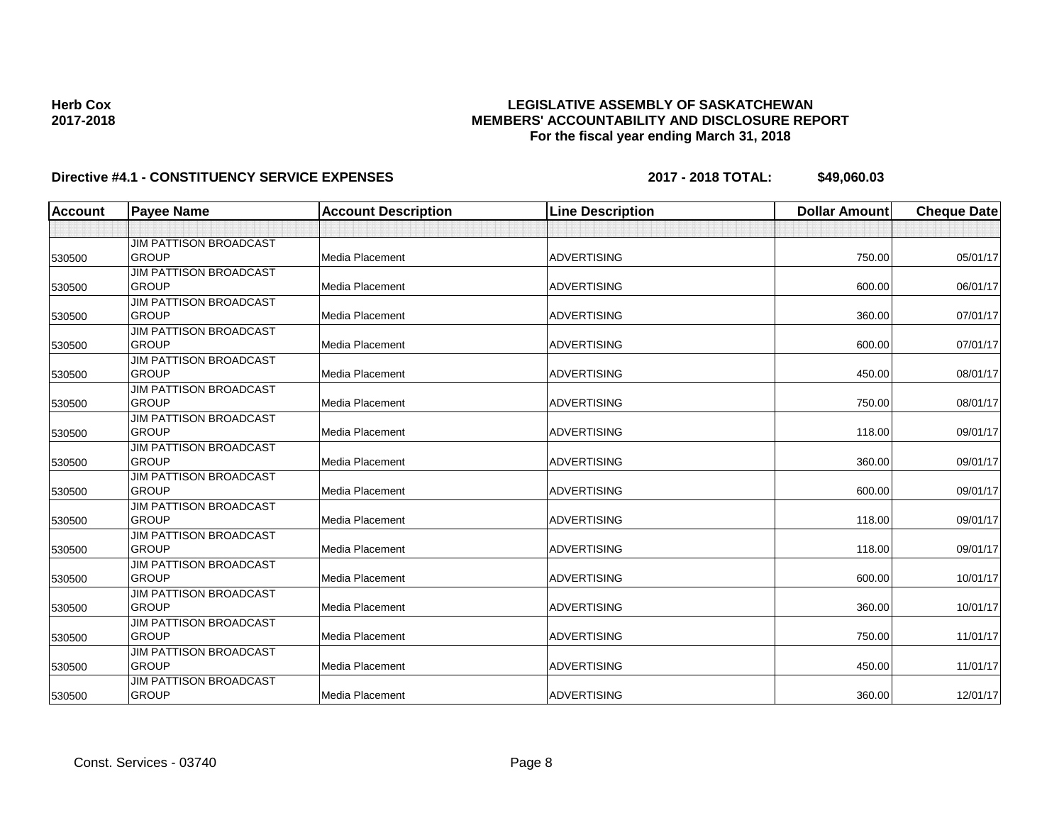**Herb Cox**
**2017-2018**

# LEGISLATIVE ASSEMBLY OF SASKATCHEWAN
## MEMBERS' ACCOUNTABILITY AND DISCLOSURE REPORT
### For the fiscal year ending March 31, 2018

**Directive #4.1 - CONSTITUENCY SERVICE EXPENSES** **2017 - 2018 TOTAL: $49,060.03**

| Account | Payee Name | Account Description | Line Description | Dollar Amount | Cheque Date |
|---|---|---|---|---|---|
| | | | | | |
| 530500 | JIM PATTISON BROADCAST GROUP | Media Placement | ADVERTISING | 750.00 | 05/01/17 |
| 530500 | JIM PATTISON BROADCAST GROUP | Media Placement | ADVERTISING | 600.00 | 06/01/17 |
| 530500 | JIM PATTISON BROADCAST GROUP | Media Placement | ADVERTISING | 360.00 | 07/01/17 |
| 530500 | JIM PATTISON BROADCAST GROUP | Media Placement | ADVERTISING | 600.00 | 07/01/17 |
| 530500 | JIM PATTISON BROADCAST GROUP | Media Placement | ADVERTISING | 450.00 | 08/01/17 |
| 530500 | JIM PATTISON BROADCAST GROUP | Media Placement | ADVERTISING | 750.00 | 08/01/17 |
| 530500 | JIM PATTISON BROADCAST GROUP | Media Placement | ADVERTISING | 118.00 | 09/01/17 |
| 530500 | JIM PATTISON BROADCAST GROUP | Media Placement | ADVERTISING | 360.00 | 09/01/17 |
| 530500 | JIM PATTISON BROADCAST GROUP | Media Placement | ADVERTISING | 600.00 | 09/01/17 |
| 530500 | JIM PATTISON BROADCAST GROUP | Media Placement | ADVERTISING | 118.00 | 09/01/17 |
| 530500 | JIM PATTISON BROADCAST GROUP | Media Placement | ADVERTISING | 118.00 | 09/01/17 |
| 530500 | JIM PATTISON BROADCAST GROUP | Media Placement | ADVERTISING | 600.00 | 10/01/17 |
| 530500 | JIM PATTISON BROADCAST GROUP | Media Placement | ADVERTISING | 360.00 | 10/01/17 |
| 530500 | JIM PATTISON BROADCAST GROUP | Media Placement | ADVERTISING | 750.00 | 11/01/17 |
| 530500 | JIM PATTISON BROADCAST GROUP | Media Placement | ADVERTISING | 450.00 | 11/01/17 |
| 530500 | JIM PATTISON BROADCAST GROUP | Media Placement | ADVERTISING | 360.00 | 12/01/17 |

Const. Services - 03740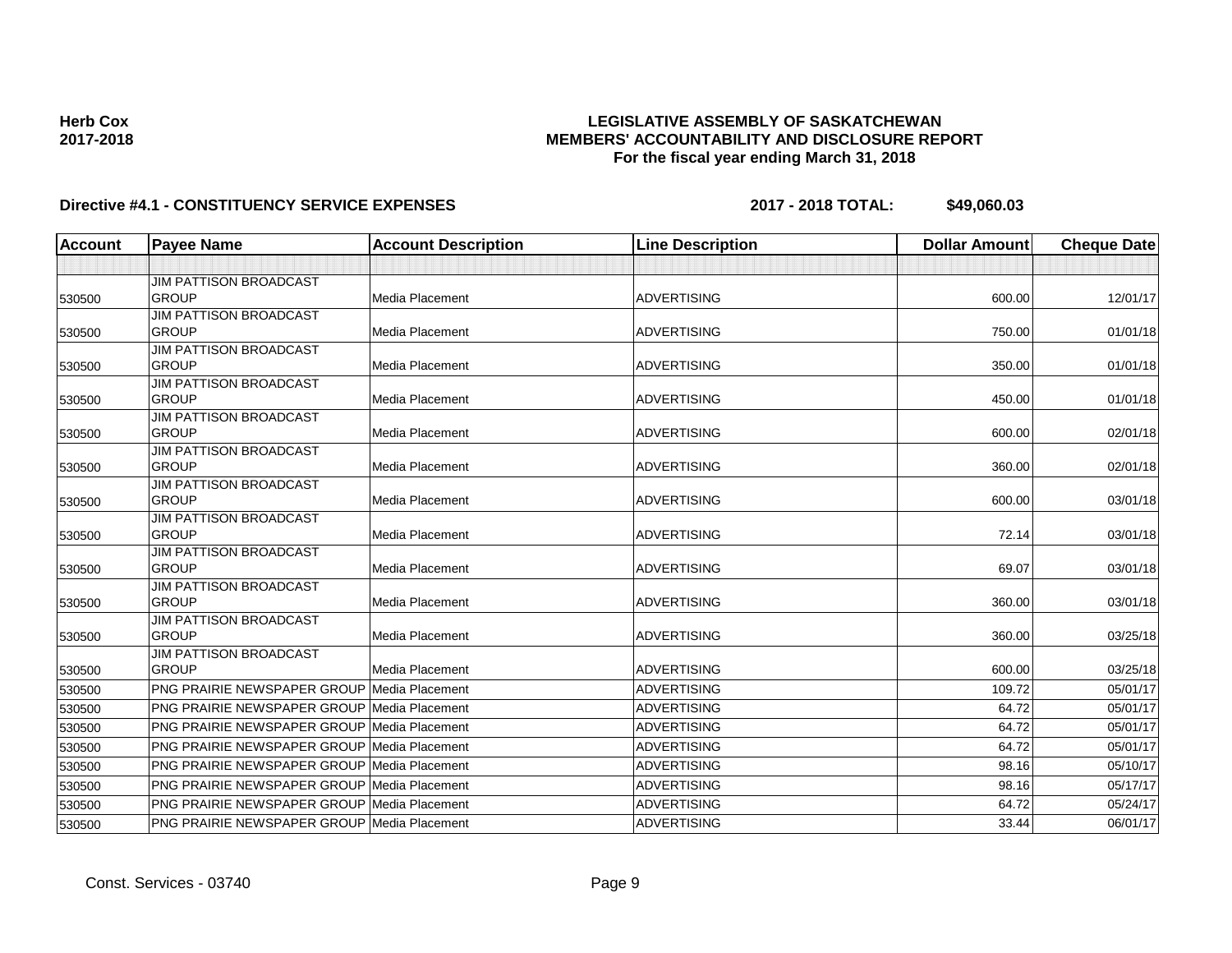**Herb Cox**
**2017-2018**

# LEGISLATIVE ASSEMBLY OF SASKATCHEWAN
## MEMBERS' ACCOUNTABILITY AND DISCLOSURE REPORT
### For the fiscal year ending March 31, 2018

**Directive #4.1 - CONSTITUENCY SERVICE EXPENSES** **2017 - 2018 TOTAL: $49,060.03**

| Account | Payee Name | Account Description | Line Description | Dollar Amount | Cheque Date |
|---|---|---|---|---|---|
| | | | | | |
| 530500 | JIM PATTISON BROADCAST GROUP | Media Placement | ADVERTISING | 600.00 | 12/01/17 |
| 530500 | JIM PATTISON BROADCAST GROUP | Media Placement | ADVERTISING | 750.00 | 01/01/18 |
| 530500 | JIM PATTISON BROADCAST GROUP | Media Placement | ADVERTISING | 350.00 | 01/01/18 |
| 530500 | JIM PATTISON BROADCAST GROUP | Media Placement | ADVERTISING | 450.00 | 01/01/18 |
| 530500 | JIM PATTISON BROADCAST GROUP | Media Placement | ADVERTISING | 600.00 | 02/01/18 |
| 530500 | JIM PATTISON BROADCAST GROUP | Media Placement | ADVERTISING | 360.00 | 02/01/18 |
| 530500 | JIM PATTISON BROADCAST GROUP | Media Placement | ADVERTISING | 600.00 | 03/01/18 |
| 530500 | JIM PATTISON BROADCAST GROUP | Media Placement | ADVERTISING | 72.14 | 03/01/18 |
| 530500 | JIM PATTISON BROADCAST GROUP | Media Placement | ADVERTISING | 69.07 | 03/01/18 |
| 530500 | JIM PATTISON BROADCAST GROUP | Media Placement | ADVERTISING | 360.00 | 03/01/18 |
| 530500 | JIM PATTISON BROADCAST GROUP | Media Placement | ADVERTISING | 360.00 | 03/25/18 |
| 530500 | JIM PATTISON BROADCAST GROUP | Media Placement | ADVERTISING | 600.00 | 03/25/18 |
| 530500 | PNG PRAIRIE NEWSPAPER GROUP | Media Placement | ADVERTISING | 109.72 | 05/01/17 |
| 530500 | PNG PRAIRIE NEWSPAPER GROUP | Media Placement | ADVERTISING | 64.72 | 05/01/17 |
| 530500 | PNG PRAIRIE NEWSPAPER GROUP | Media Placement | ADVERTISING | 64.72 | 05/01/17 |
| 530500 | PNG PRAIRIE NEWSPAPER GROUP | Media Placement | ADVERTISING | 64.72 | 05/01/17 |
| 530500 | PNG PRAIRIE NEWSPAPER GROUP | Media Placement | ADVERTISING | 98.16 | 05/10/17 |
| 530500 | PNG PRAIRIE NEWSPAPER GROUP | Media Placement | ADVERTISING | 98.16 | 05/17/17 |
| 530500 | PNG PRAIRIE NEWSPAPER GROUP | Media Placement | ADVERTISING | 64.72 | 05/24/17 |
| 530500 | PNG PRAIRIE NEWSPAPER GROUP | Media Placement | ADVERTISING | 33.44 | 06/01/17 |

Const. Services - 03740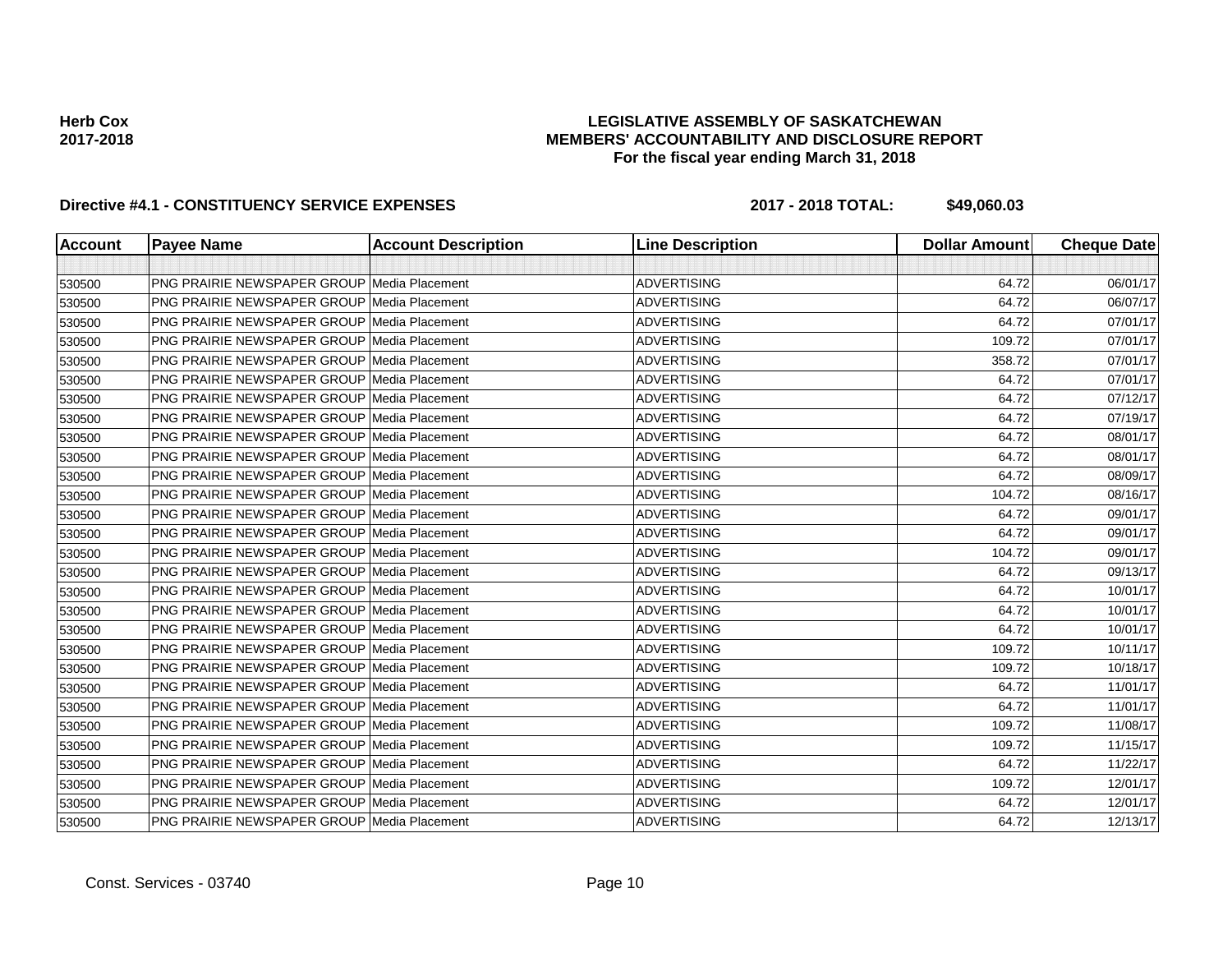**Herb Cox**
**2017-2018**

# LEGISLATIVE ASSEMBLY OF SASKATCHEWAN
## MEMBERS' ACCOUNTABILITY AND DISCLOSURE REPORT
### For the fiscal year ending March 31, 2018

**Directive #4.1 - CONSTITUENCY SERVICE EXPENSES** **2017 - 2018 TOTAL: $49,060.03**

| Account | Payee Name | Account Description | Line Description | Dollar Amount | Cheque Date |
|---|---|---|---|---|---|
| | | | | | |
| 530500 | PNG PRAIRIE NEWSPAPER GROUP | Media Placement | ADVERTISING | 64.72 | 06/01/17 |
| 530500 | PNG PRAIRIE NEWSPAPER GROUP | Media Placement | ADVERTISING | 64.72 | 06/07/17 |
| 530500 | PNG PRAIRIE NEWSPAPER GROUP | Media Placement | ADVERTISING | 64.72 | 07/01/17 |
| 530500 | PNG PRAIRIE NEWSPAPER GROUP | Media Placement | ADVERTISING | 109.72 | 07/01/17 |
| 530500 | PNG PRAIRIE NEWSPAPER GROUP | Media Placement | ADVERTISING | 358.72 | 07/01/17 |
| 530500 | PNG PRAIRIE NEWSPAPER GROUP | Media Placement | ADVERTISING | 64.72 | 07/01/17 |
| 530500 | PNG PRAIRIE NEWSPAPER GROUP | Media Placement | ADVERTISING | 64.72 | 07/12/17 |
| 530500 | PNG PRAIRIE NEWSPAPER GROUP | Media Placement | ADVERTISING | 64.72 | 07/19/17 |
| 530500 | PNG PRAIRIE NEWSPAPER GROUP | Media Placement | ADVERTISING | 64.72 | 08/01/17 |
| 530500 | PNG PRAIRIE NEWSPAPER GROUP | Media Placement | ADVERTISING | 64.72 | 08/01/17 |
| 530500 | PNG PRAIRIE NEWSPAPER GROUP | Media Placement | ADVERTISING | 64.72 | 08/09/17 |
| 530500 | PNG PRAIRIE NEWSPAPER GROUP | Media Placement | ADVERTISING | 104.72 | 08/16/17 |
| 530500 | PNG PRAIRIE NEWSPAPER GROUP | Media Placement | ADVERTISING | 64.72 | 09/01/17 |
| 530500 | PNG PRAIRIE NEWSPAPER GROUP | Media Placement | ADVERTISING | 64.72 | 09/01/17 |
| 530500 | PNG PRAIRIE NEWSPAPER GROUP | Media Placement | ADVERTISING | 104.72 | 09/01/17 |
| 530500 | PNG PRAIRIE NEWSPAPER GROUP | Media Placement | ADVERTISING | 64.72 | 09/13/17 |
| 530500 | PNG PRAIRIE NEWSPAPER GROUP | Media Placement | ADVERTISING | 64.72 | 10/01/17 |
| 530500 | PNG PRAIRIE NEWSPAPER GROUP | Media Placement | ADVERTISING | 64.72 | 10/01/17 |
| 530500 | PNG PRAIRIE NEWSPAPER GROUP | Media Placement | ADVERTISING | 64.72 | 10/01/17 |
| 530500 | PNG PRAIRIE NEWSPAPER GROUP | Media Placement | ADVERTISING | 109.72 | 10/11/17 |
| 530500 | PNG PRAIRIE NEWSPAPER GROUP | Media Placement | ADVERTISING | 109.72 | 10/18/17 |
| 530500 | PNG PRAIRIE NEWSPAPER GROUP | Media Placement | ADVERTISING | 64.72 | 11/01/17 |
| 530500 | PNG PRAIRIE NEWSPAPER GROUP | Media Placement | ADVERTISING | 64.72 | 11/01/17 |
| 530500 | PNG PRAIRIE NEWSPAPER GROUP | Media Placement | ADVERTISING | 109.72 | 11/08/17 |
| 530500 | PNG PRAIRIE NEWSPAPER GROUP | Media Placement | ADVERTISING | 109.72 | 11/15/17 |
| 530500 | PNG PRAIRIE NEWSPAPER GROUP | Media Placement | ADVERTISING | 64.72 | 11/22/17 |
| 530500 | PNG PRAIRIE NEWSPAPER GROUP | Media Placement | ADVERTISING | 109.72 | 12/01/17 |
| 530500 | PNG PRAIRIE NEWSPAPER GROUP | Media Placement | ADVERTISING | 64.72 | 12/01/17 |
| 530500 | PNG PRAIRIE NEWSPAPER GROUP | Media Placement | ADVERTISING | 64.72 | 12/13/17 |

Const. Services - 03740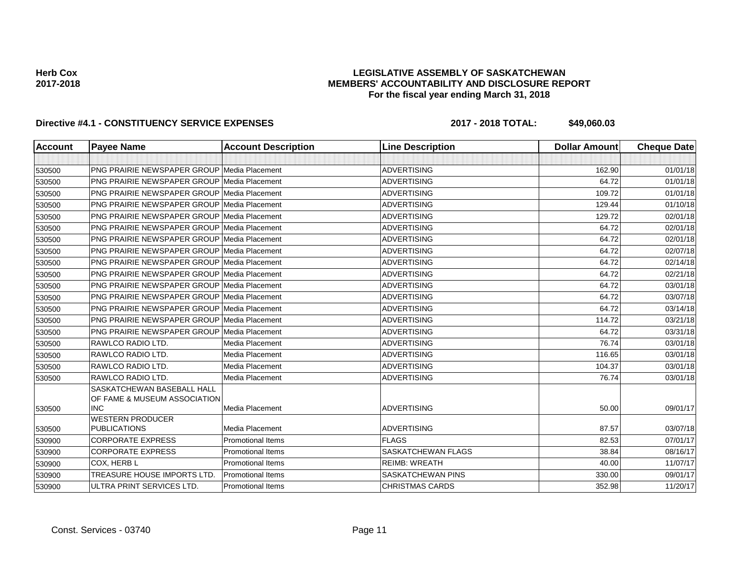**Herb Cox**
**2017-2018**

# LEGISLATIVE ASSEMBLY OF SASKATCHEWAN
## MEMBERS' ACCOUNTABILITY AND DISCLOSURE REPORT
### For the fiscal year ending March 31, 2018

**Directive #4.1 - CONSTITUENCY SERVICE EXPENSES** **2017 - 2018 TOTAL: $49,060.03**

| Account | Payee Name | Account Description | Line Description | Dollar Amount | Cheque Date |
|---|---|---|---|---|---|
| | | | | | |
| 530500 | PNG PRAIRIE NEWSPAPER GROUP | Media Placement | ADVERTISING | 162.90 | 01/01/18 |
| 530500 | PNG PRAIRIE NEWSPAPER GROUP | Media Placement | ADVERTISING | 64.72 | 01/01/18 |
| 530500 | PNG PRAIRIE NEWSPAPER GROUP | Media Placement | ADVERTISING | 109.72 | 01/01/18 |
| 530500 | PNG PRAIRIE NEWSPAPER GROUP | Media Placement | ADVERTISING | 129.44 | 01/10/18 |
| 530500 | PNG PRAIRIE NEWSPAPER GROUP | Media Placement | ADVERTISING | 129.72 | 02/01/18 |
| 530500 | PNG PRAIRIE NEWSPAPER GROUP | Media Placement | ADVERTISING | 64.72 | 02/01/18 |
| 530500 | PNG PRAIRIE NEWSPAPER GROUP | Media Placement | ADVERTISING | 64.72 | 02/01/18 |
| 530500 | PNG PRAIRIE NEWSPAPER GROUP | Media Placement | ADVERTISING | 64.72 | 02/07/18 |
| 530500 | PNG PRAIRIE NEWSPAPER GROUP | Media Placement | ADVERTISING | 64.72 | 02/14/18 |
| 530500 | PNG PRAIRIE NEWSPAPER GROUP | Media Placement | ADVERTISING | 64.72 | 02/21/18 |
| 530500 | PNG PRAIRIE NEWSPAPER GROUP | Media Placement | ADVERTISING | 64.72 | 03/01/18 |
| 530500 | PNG PRAIRIE NEWSPAPER GROUP | Media Placement | ADVERTISING | 64.72 | 03/07/18 |
| 530500 | PNG PRAIRIE NEWSPAPER GROUP | Media Placement | ADVERTISING | 64.72 | 03/14/18 |
| 530500 | PNG PRAIRIE NEWSPAPER GROUP | Media Placement | ADVERTISING | 114.72 | 03/21/18 |
| 530500 | PNG PRAIRIE NEWSPAPER GROUP | Media Placement | ADVERTISING | 64.72 | 03/31/18 |
| 530500 | RAWLCO RADIO LTD. | Media Placement | ADVERTISING | 76.74 | 03/01/18 |
| 530500 | RAWLCO RADIO LTD. | Media Placement | ADVERTISING | 116.65 | 03/01/18 |
| 530500 | RAWLCO RADIO LTD. | Media Placement | ADVERTISING | 104.37 | 03/01/18 |
| 530500 | RAWLCO RADIO LTD. | Media Placement | ADVERTISING | 76.74 | 03/01/18 |
| 530500 | SASKATCHEWAN BASEBALL HALL OF FAME & MUSEUM ASSOCIATION INC | Media Placement | ADVERTISING | 50.00 | 09/01/17 |
| 530500 | WESTERN PRODUCER PUBLICATIONS | Media Placement | ADVERTISING | 87.57 | 03/07/18 |
| 530900 | CORPORATE EXPRESS | Promotional Items | FLAGS | 82.53 | 07/01/17 |
| 530900 | CORPORATE EXPRESS | Promotional Items | SASKATCHEWAN FLAGS | 38.84 | 08/16/17 |
| 530900 | COX, HERB L | Promotional Items | REIMB: WREATH | 40.00 | 11/07/17 |
| 530900 | TREASURE HOUSE IMPORTS LTD. | Promotional Items | SASKATCHEWAN PINS | 330.00 | 09/01/17 |
| 530900 | ULTRA PRINT SERVICES LTD. | Promotional Items | CHRISTMAS CARDS | 352.98 | 11/20/17 |

Const. Services - 03740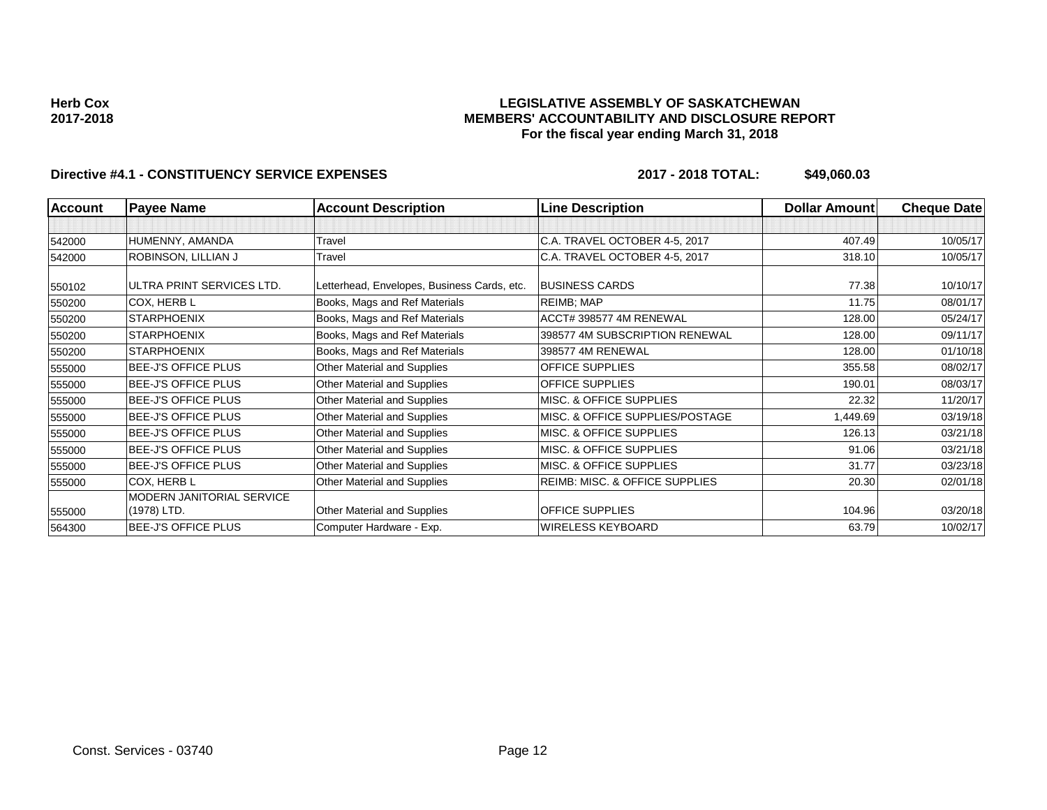**Herb Cox**
**2017-2018**

**LEGISLATIVE ASSEMBLY OF SASKATCHEWAN**
**MEMBERS' ACCOUNTABILITY AND DISCLOSURE REPORT**
**For the fiscal year ending March 31, 2018**

**Directive #4.1 - CONSTITUENCY SERVICE EXPENSES** **2017 - 2018 TOTAL: $49,060.03**

| Account | Payee Name | Account Description | Line Description | Dollar Amount | Cheque Date |
|---|---|---|---|---|---|
| | | | | | |
| 542000 | HUMENNY, AMANDA | Travel | C.A. TRAVEL OCTOBER 4-5, 2017 | 407.49 | 10/05/17 |
| 542000 | ROBINSON, LILLIAN J | Travel | C.A. TRAVEL OCTOBER 4-5, 2017 | 318.10 | 10/05/17 |
| 550102 | ULTRA PRINT SERVICES LTD. | Letterhead, Envelopes, Business Cards, etc. | BUSINESS CARDS | 77.38 | 10/10/17 |
| 550200 | COX, HERB L | Books, Mags and Ref Materials | REIMB; MAP | 11.75 | 08/01/17 |
| 550200 | STARPHOENIX | Books, Mags and Ref Materials | ACCT# 398577 4M RENEWAL | 128.00 | 05/24/17 |
| 550200 | STARPHOENIX | Books, Mags and Ref Materials | 398577 4M SUBSCRIPTION RENEWAL | 128.00 | 09/11/17 |
| 550200 | STARPHOENIX | Books, Mags and Ref Materials | 398577 4M RENEWAL | 128.00 | 01/10/18 |
| 555000 | BEE-J'S OFFICE PLUS | Other Material and Supplies | OFFICE SUPPLIES | 355.58 | 08/02/17 |
| 555000 | BEE-J'S OFFICE PLUS | Other Material and Supplies | OFFICE SUPPLIES | 190.01 | 08/03/17 |
| 555000 | BEE-J'S OFFICE PLUS | Other Material and Supplies | MISC. & OFFICE SUPPLIES | 22.32 | 11/20/17 |
| 555000 | BEE-J'S OFFICE PLUS | Other Material and Supplies | MISC. & OFFICE SUPPLIES/POSTAGE | 1,449.69 | 03/19/18 |
| 555000 | BEE-J'S OFFICE PLUS | Other Material and Supplies | MISC. & OFFICE SUPPLIES | 126.13 | 03/21/18 |
| 555000 | BEE-J'S OFFICE PLUS | Other Material and Supplies | MISC. & OFFICE SUPPLIES | 91.06 | 03/21/18 |
| 555000 | BEE-J'S OFFICE PLUS | Other Material and Supplies | MISC. & OFFICE SUPPLIES | 31.77 | 03/23/18 |
| 555000 | COX, HERB L | Other Material and Supplies | REIMB: MISC. & OFFICE SUPPLIES | 20.30 | 02/01/18 |
| 555000 | MODERN JANITORIAL SERVICE (1978) LTD. | Other Material and Supplies | OFFICE SUPPLIES | 104.96 | 03/20/18 |
| 564300 | BEE-J'S OFFICE PLUS | Computer Hardware - Exp. | WIRELESS KEYBOARD | 63.79 | 10/02/17 |

Const. Services - 03740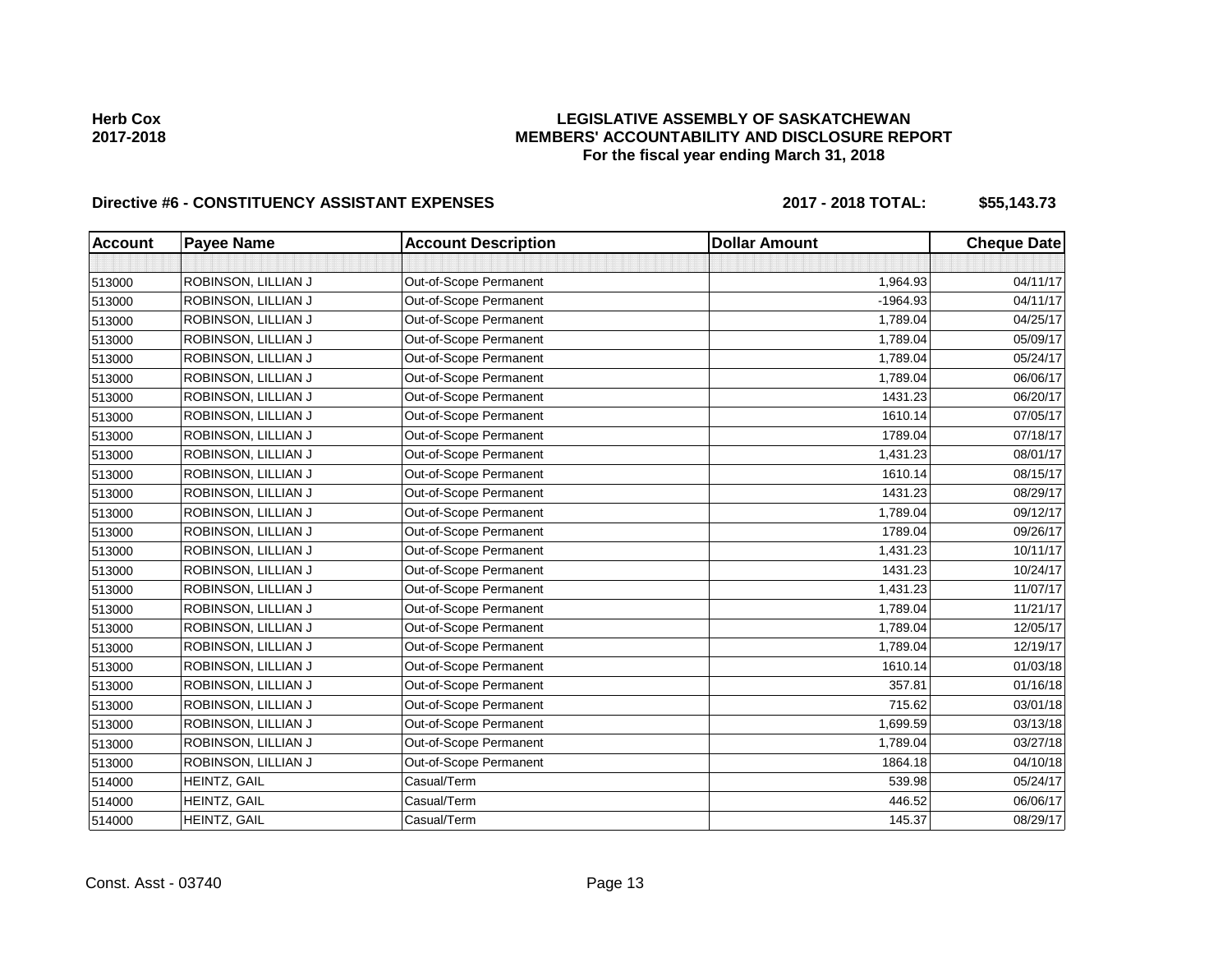**Herb Cox**
**2017-2018**

# LEGISLATIVE ASSEMBLY OF SASKATCHEWAN
## MEMBERS' ACCOUNTABILITY AND DISCLOSURE REPORT
### For the fiscal year ending March 31, 2018

**Directive #6 - CONSTITUENCY ASSISTANT EXPENSES** **2017 - 2018 TOTAL: $55,143.73**

| Account | Payee Name | Account Description | Dollar Amount | Cheque Date |
|---|---|---|---|---|
| | | | | |
| 513000 | ROBINSON, LILLIAN J | Out-of-Scope Permanent | 1,964.93 | 04/11/17 |
| 513000 | ROBINSON, LILLIAN J | Out-of-Scope Permanent | -1964.93 | 04/11/17 |
| 513000 | ROBINSON, LILLIAN J | Out-of-Scope Permanent | 1,789.04 | 04/25/17 |
| 513000 | ROBINSON, LILLIAN J | Out-of-Scope Permanent | 1,789.04 | 05/09/17 |
| 513000 | ROBINSON, LILLIAN J | Out-of-Scope Permanent | 1,789.04 | 05/24/17 |
| 513000 | ROBINSON, LILLIAN J | Out-of-Scope Permanent | 1,789.04 | 06/06/17 |
| 513000 | ROBINSON, LILLIAN J | Out-of-Scope Permanent | 1431.23 | 06/20/17 |
| 513000 | ROBINSON, LILLIAN J | Out-of-Scope Permanent | 1610.14 | 07/05/17 |
| 513000 | ROBINSON, LILLIAN J | Out-of-Scope Permanent | 1789.04 | 07/18/17 |
| 513000 | ROBINSON, LILLIAN J | Out-of-Scope Permanent | 1,431.23 | 08/01/17 |
| 513000 | ROBINSON, LILLIAN J | Out-of-Scope Permanent | 1610.14 | 08/15/17 |
| 513000 | ROBINSON, LILLIAN J | Out-of-Scope Permanent | 1431.23 | 08/29/17 |
| 513000 | ROBINSON, LILLIAN J | Out-of-Scope Permanent | 1,789.04 | 09/12/17 |
| 513000 | ROBINSON, LILLIAN J | Out-of-Scope Permanent | 1789.04 | 09/26/17 |
| 513000 | ROBINSON, LILLIAN J | Out-of-Scope Permanent | 1,431.23 | 10/11/17 |
| 513000 | ROBINSON, LILLIAN J | Out-of-Scope Permanent | 1431.23 | 10/24/17 |
| 513000 | ROBINSON, LILLIAN J | Out-of-Scope Permanent | 1,431.23 | 11/07/17 |
| 513000 | ROBINSON, LILLIAN J | Out-of-Scope Permanent | 1,789.04 | 11/21/17 |
| 513000 | ROBINSON, LILLIAN J | Out-of-Scope Permanent | 1,789.04 | 12/05/17 |
| 513000 | ROBINSON, LILLIAN J | Out-of-Scope Permanent | 1,789.04 | 12/19/17 |
| 513000 | ROBINSON, LILLIAN J | Out-of-Scope Permanent | 1610.14 | 01/03/18 |
| 513000 | ROBINSON, LILLIAN J | Out-of-Scope Permanent | 357.81 | 01/16/18 |
| 513000 | ROBINSON, LILLIAN J | Out-of-Scope Permanent | 715.62 | 03/01/18 |
| 513000 | ROBINSON, LILLIAN J | Out-of-Scope Permanent | 1,699.59 | 03/13/18 |
| 513000 | ROBINSON, LILLIAN J | Out-of-Scope Permanent | 1,789.04 | 03/27/18 |
| 513000 | ROBINSON, LILLIAN J | Out-of-Scope Permanent | 1864.18 | 04/10/18 |
| 514000 | HEINTZ, GAIL | Casual/Term | 539.98 | 05/24/17 |
| 514000 | HEINTZ, GAIL | Casual/Term | 446.52 | 06/06/17 |
| 514000 | HEINTZ, GAIL | Casual/Term | 145.37 | 08/29/17 |

Const. Asst - 03740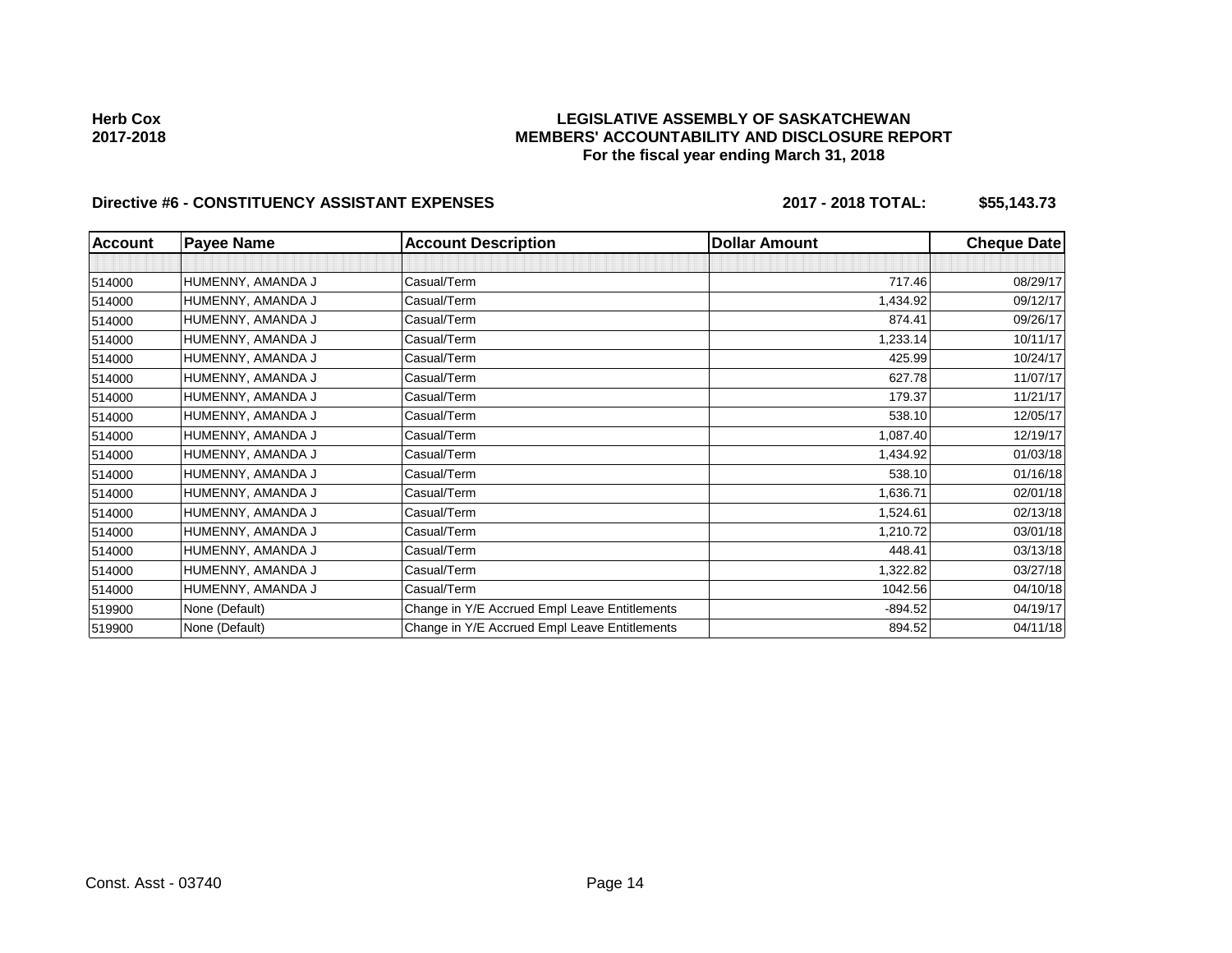Herb Cox
2017-2018

**LEGISLATIVE ASSEMBLY OF SASKATCHEWAN**
**MEMBERS' ACCOUNTABILITY AND DISCLOSURE REPORT**
**For the fiscal year ending March 31, 2018**

**Directive #6 - CONSTITUENCY ASSISTANT EXPENSES** **2017 - 2018 TOTAL: $55,143.73**

| Account | Payee Name | Account Description | Dollar Amount | Cheque Date |
|---|---|---|---|---|
| | | | | |
| 514000 | HUMENNY, AMANDA J | Casual/Term | 717.46 | 08/29/17 |
| 514000 | HUMENNY, AMANDA J | Casual/Term | 1,434.92 | 09/12/17 |
| 514000 | HUMENNY, AMANDA J | Casual/Term | 874.41 | 09/26/17 |
| 514000 | HUMENNY, AMANDA J | Casual/Term | 1,233.14 | 10/11/17 |
| 514000 | HUMENNY, AMANDA J | Casual/Term | 425.99 | 10/24/17 |
| 514000 | HUMENNY, AMANDA J | Casual/Term | 627.78 | 11/07/17 |
| 514000 | HUMENNY, AMANDA J | Casual/Term | 179.37 | 11/21/17 |
| 514000 | HUMENNY, AMANDA J | Casual/Term | 538.10 | 12/05/17 |
| 514000 | HUMENNY, AMANDA J | Casual/Term | 1,087.40 | 12/19/17 |
| 514000 | HUMENNY, AMANDA J | Casual/Term | 1,434.92 | 01/03/18 |
| 514000 | HUMENNY, AMANDA J | Casual/Term | 538.10 | 01/16/18 |
| 514000 | HUMENNY, AMANDA J | Casual/Term | 1,636.71 | 02/01/18 |
| 514000 | HUMENNY, AMANDA J | Casual/Term | 1,524.61 | 02/13/18 |
| 514000 | HUMENNY, AMANDA J | Casual/Term | 1,210.72 | 03/01/18 |
| 514000 | HUMENNY, AMANDA J | Casual/Term | 448.41 | 03/13/18 |
| 514000 | HUMENNY, AMANDA J | Casual/Term | 1,322.82 | 03/27/18 |
| 514000 | HUMENNY, AMANDA J | Casual/Term | 1042.56 | 04/10/18 |
| 519900 | None (Default) | Change in Y/E Accrued Empl Leave Entitlements | -894.52 | 04/19/17 |
| 519900 | None (Default) | Change in Y/E Accrued Empl Leave Entitlements | 894.52 | 04/11/18 |

Const. Asst - 03740